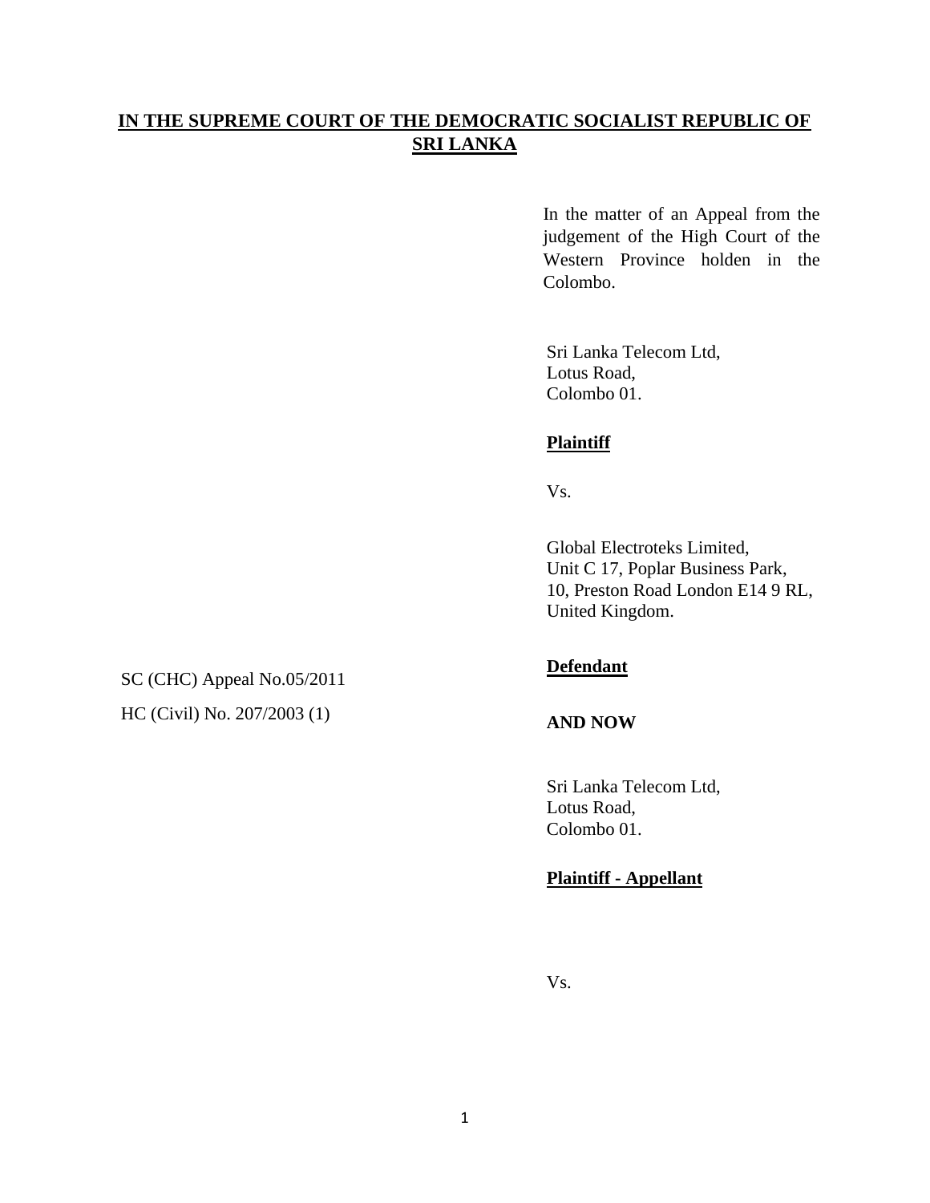**IN THE SUPREME COURT OF THE DEMOCRATIC SOCIALIST REPUBLIC OF SRI LANKA**

In the matter of an Appeal from the judgement of the High Court of the Western Province holden in the Colombo.

Sri Lanka Telecom Ltd,
Lotus Road,
Colombo 01.

**Plaintiff**

Vs.

Global Electroteks Limited,
Unit C 17, Poplar Business Park,
10, Preston Road London E14 9 RL,
United Kingdom.

**Defendant**

SC (CHC) Appeal No.05/2011

HC (Civil) No. 207/2003 (1)

**AND NOW**

Sri Lanka Telecom Ltd,
Lotus Road,
Colombo 01.

**Plaintiff - Appellant**

Vs.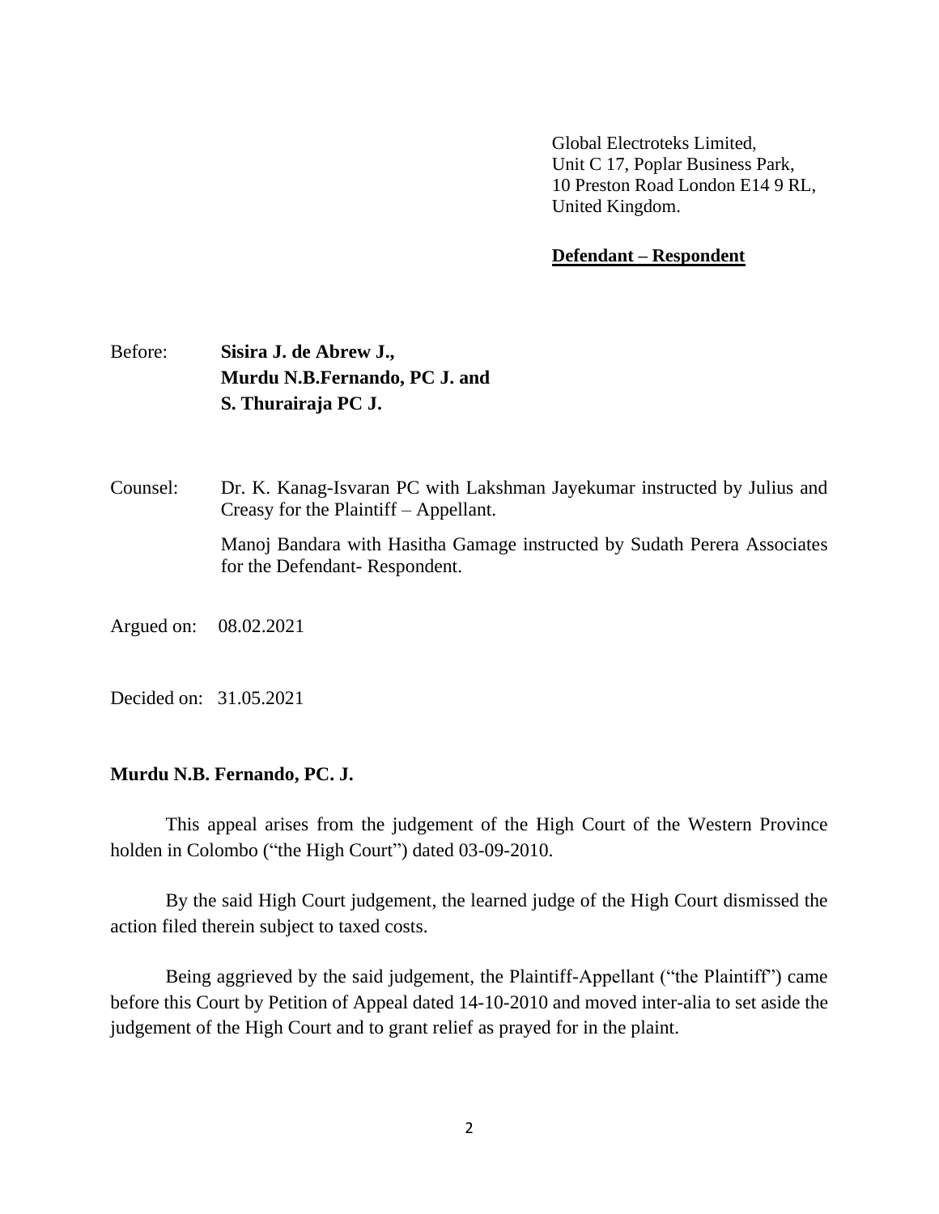Global Electroteks Limited,
Unit C 17, Poplar Business Park,
10 Preston Road London E14 9 RL,
United Kingdom.

**Defendant – Respondent**

Before: **Sisira J. de Abrew J.,**
**Murdu N.B.Fernando, PC J. and**
**S. Thurairaja PC J.**

Counsel: Dr. K. Kanag-Isvaran PC with Lakshman Jayekumar instructed by Julius and Creasy for the Plaintiff – Appellant.

Manoj Bandara with Hasitha Gamage instructed by Sudath Perera Associates for the Defendant- Respondent.

Argued on: 08.02.2021

Decided on: 31.05.2021

**Murdu N.B. Fernando, PC. J.**

This appeal arises from the judgement of the High Court of the Western Province holden in Colombo ("the High Court") dated 03-09-2010.

By the said High Court judgement, the learned judge of the High Court dismissed the action filed therein subject to taxed costs.

Being aggrieved by the said judgement, the Plaintiff-Appellant ("the Plaintiff") came before this Court by Petition of Appeal dated 14-10-2010 and moved inter-alia to set aside the judgement of the High Court and to grant relief as prayed for in the plaint.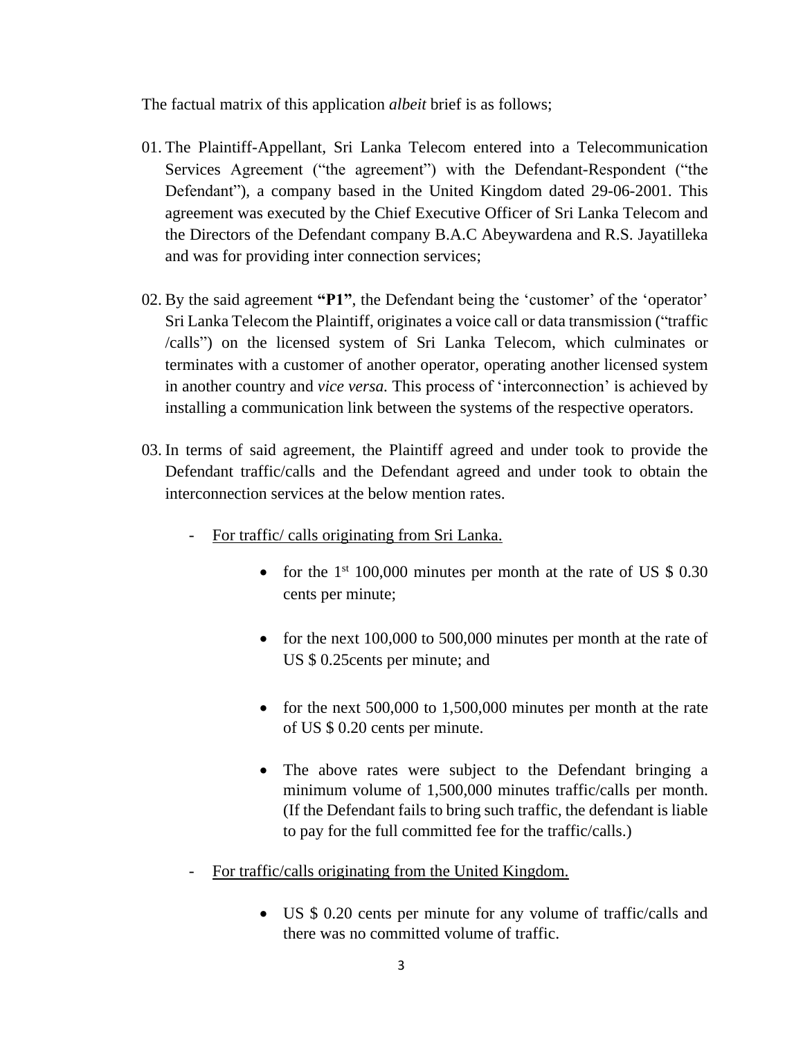The factual matrix of this application *albeit* brief is as follows;

01. The Plaintiff-Appellant, Sri Lanka Telecom entered into a Telecommunication Services Agreement ("the agreement") with the Defendant-Respondent ("the Defendant"), a company based in the United Kingdom dated 29-06-2001. This agreement was executed by the Chief Executive Officer of Sri Lanka Telecom and the Directors of the Defendant company B.A.C Abeywardena and R.S. Jayatilleka and was for providing inter connection services;

02. By the said agreement **"P1"**, the Defendant being the 'customer' of the 'operator' Sri Lanka Telecom the Plaintiff, originates a voice call or data transmission ("traffic /calls") on the licensed system of Sri Lanka Telecom, which culminates or terminates with a customer of another operator, operating another licensed system in another country and *vice versa.* This process of 'interconnection' is achieved by installing a communication link between the systems of the respective operators.

03. In terms of said agreement, the Plaintiff agreed and under took to provide the Defendant traffic/calls and the Defendant agreed and under took to obtain the interconnection services at the below mention rates.

    - For traffic/ calls originating from Sri Lanka.

        - for the 1st 100,000 minutes per month at the rate of US $ 0.30 cents per minute;

        - for the next 100,000 to 500,000 minutes per month at the rate of US $ 0.25cents per minute; and

        - for the next 500,000 to 1,500,000 minutes per month at the rate of US $ 0.20 cents per minute.

        - The above rates were subject to the Defendant bringing a minimum volume of 1,500,000 minutes traffic/calls per month. (If the Defendant fails to bring such traffic, the defendant is liable to pay for the full committed fee for the traffic/calls.)

    - For traffic/calls originating from the United Kingdom.

        - US $ 0.20 cents per minute for any volume of traffic/calls and there was no committed volume of traffic.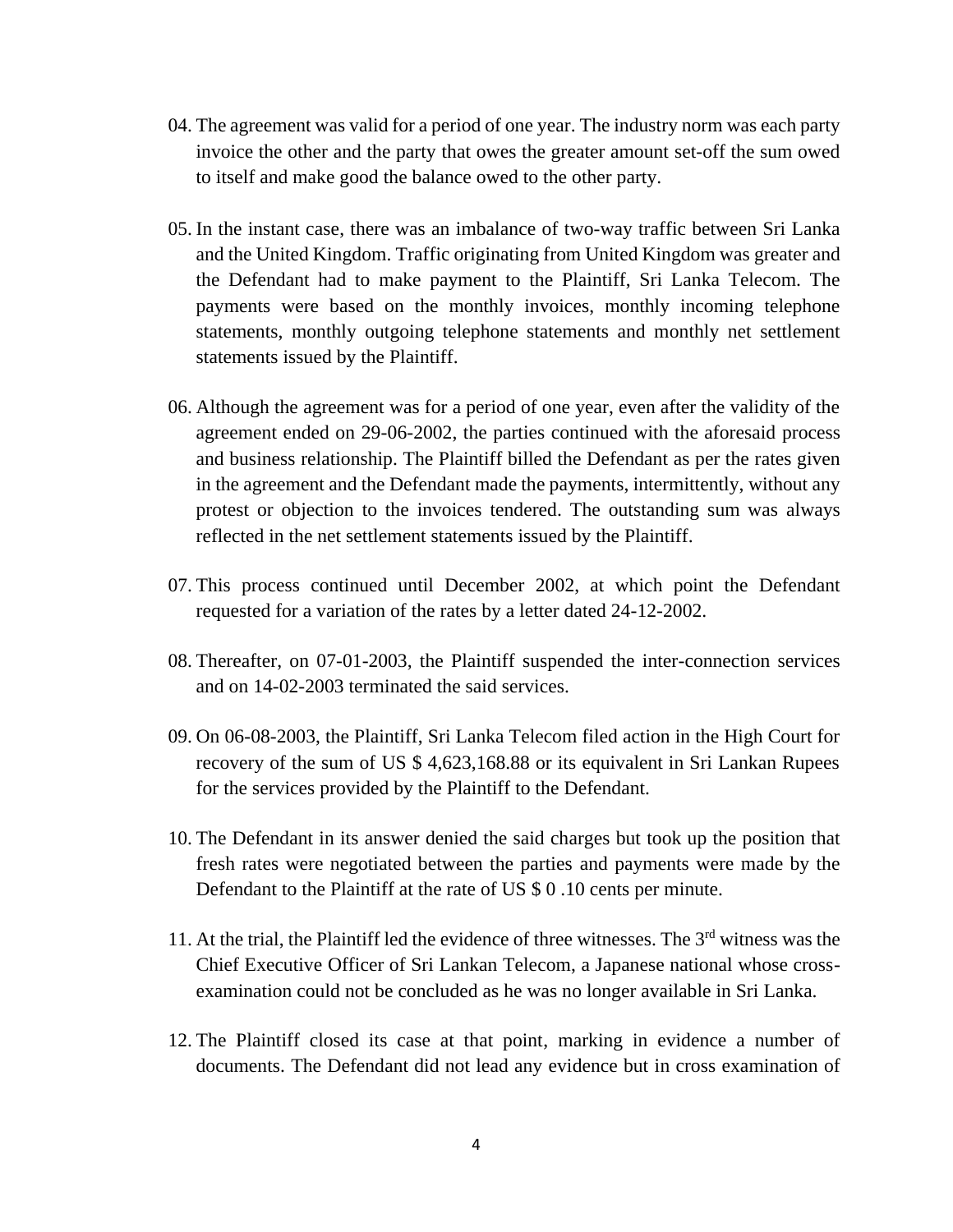04. The agreement was valid for a period of one year. The industry norm was each party invoice the other and the party that owes the greater amount set-off the sum owed to itself and make good the balance owed to the other party.

05. In the instant case, there was an imbalance of two-way traffic between Sri Lanka and the United Kingdom. Traffic originating from United Kingdom was greater and the Defendant had to make payment to the Plaintiff, Sri Lanka Telecom. The payments were based on the monthly invoices, monthly incoming telephone statements, monthly outgoing telephone statements and monthly net settlement statements issued by the Plaintiff.

06. Although the agreement was for a period of one year, even after the validity of the agreement ended on 29-06-2002, the parties continued with the aforesaid process and business relationship. The Plaintiff billed the Defendant as per the rates given in the agreement and the Defendant made the payments, intermittently, without any protest or objection to the invoices tendered. The outstanding sum was always reflected in the net settlement statements issued by the Plaintiff.

07. This process continued until December 2002, at which point the Defendant requested for a variation of the rates by a letter dated 24-12-2002.

08. Thereafter, on 07-01-2003, the Plaintiff suspended the inter-connection services and on 14-02-2003 terminated the said services.

09. On 06-08-2003, the Plaintiff, Sri Lanka Telecom filed action in the High Court for recovery of the sum of US $ 4,623,168.88 or its equivalent in Sri Lankan Rupees for the services provided by the Plaintiff to the Defendant.

10. The Defendant in its answer denied the said charges but took up the position that fresh rates were negotiated between the parties and payments were made by the Defendant to the Plaintiff at the rate of US $ 0 .10 cents per minute.

11. At the trial, the Plaintiff led the evidence of three witnesses. The 3rd witness was the Chief Executive Officer of Sri Lankan Telecom, a Japanese national whose cross-examination could not be concluded as he was no longer available in Sri Lanka.

12. The Plaintiff closed its case at that point, marking in evidence a number of documents. The Defendant did not lead any evidence but in cross examination of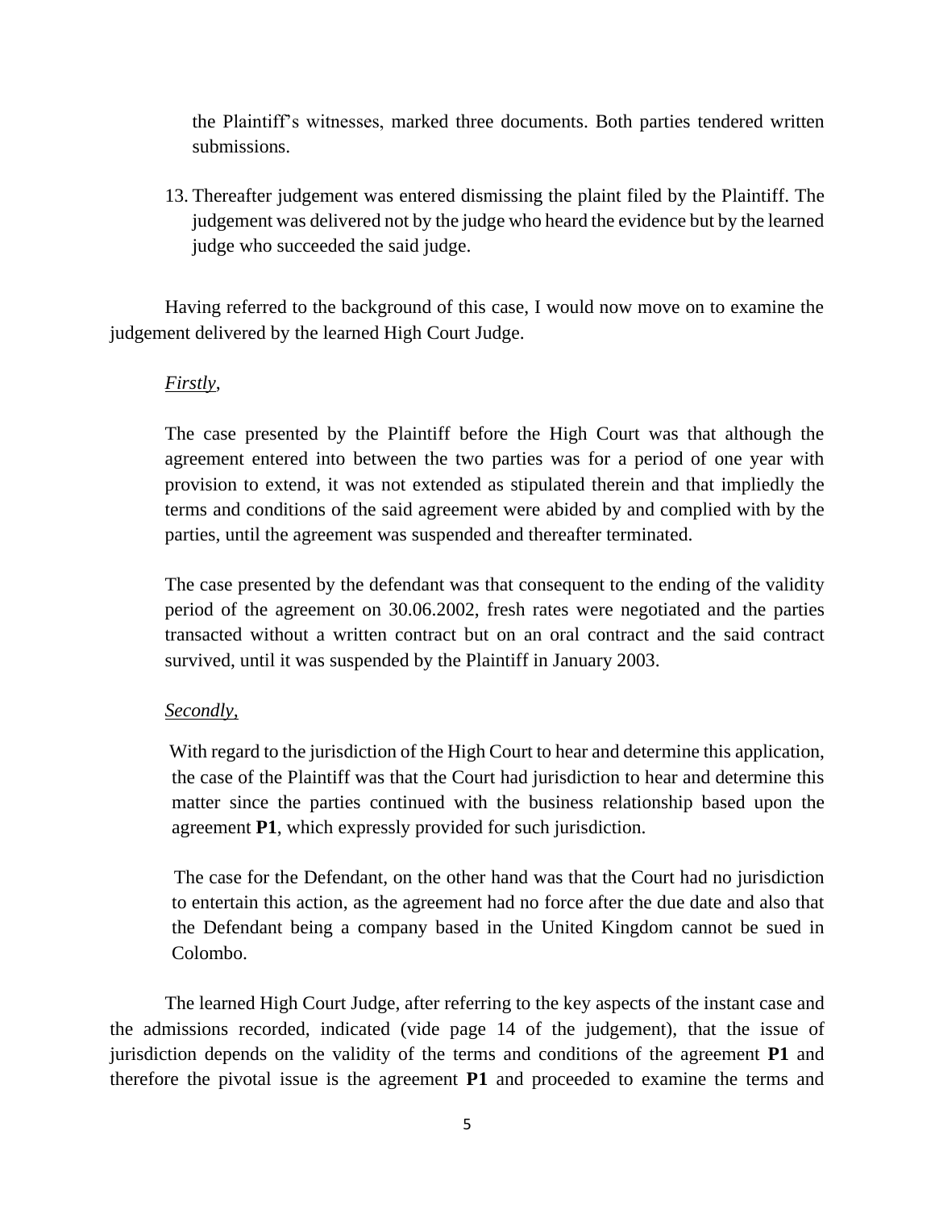the Plaintiff's witnesses, marked three documents. Both parties tendered written submissions.

13. Thereafter judgement was entered dismissing the plaint filed by the Plaintiff. The judgement was delivered not by the judge who heard the evidence but by the learned judge who succeeded the said judge.

Having referred to the background of this case, I would now move on to examine the judgement delivered by the learned High Court Judge.

*Firstly*,

The case presented by the Plaintiff before the High Court was that although the agreement entered into between the two parties was for a period of one year with provision to extend, it was not extended as stipulated therein and that impliedly the terms and conditions of the said agreement were abided by and complied with by the parties, until the agreement was suspended and thereafter terminated.

The case presented by the defendant was that consequent to the ending of the validity period of the agreement on 30.06.2002, fresh rates were negotiated and the parties transacted without a written contract but on an oral contract and the said contract survived, until it was suspended by the Plaintiff in January 2003.

*Secondly*,

With regard to the jurisdiction of the High Court to hear and determine this application, the case of the Plaintiff was that the Court had jurisdiction to hear and determine this matter since the parties continued with the business relationship based upon the agreement **P1**, which expressly provided for such jurisdiction.

The case for the Defendant, on the other hand was that the Court had no jurisdiction to entertain this action, as the agreement had no force after the due date and also that the Defendant being a company based in the United Kingdom cannot be sued in Colombo.

The learned High Court Judge, after referring to the key aspects of the instant case and the admissions recorded, indicated (vide page 14 of the judgement), that the issue of jurisdiction depends on the validity of the terms and conditions of the agreement **P1** and therefore the pivotal issue is the agreement **P1** and proceeded to examine the terms and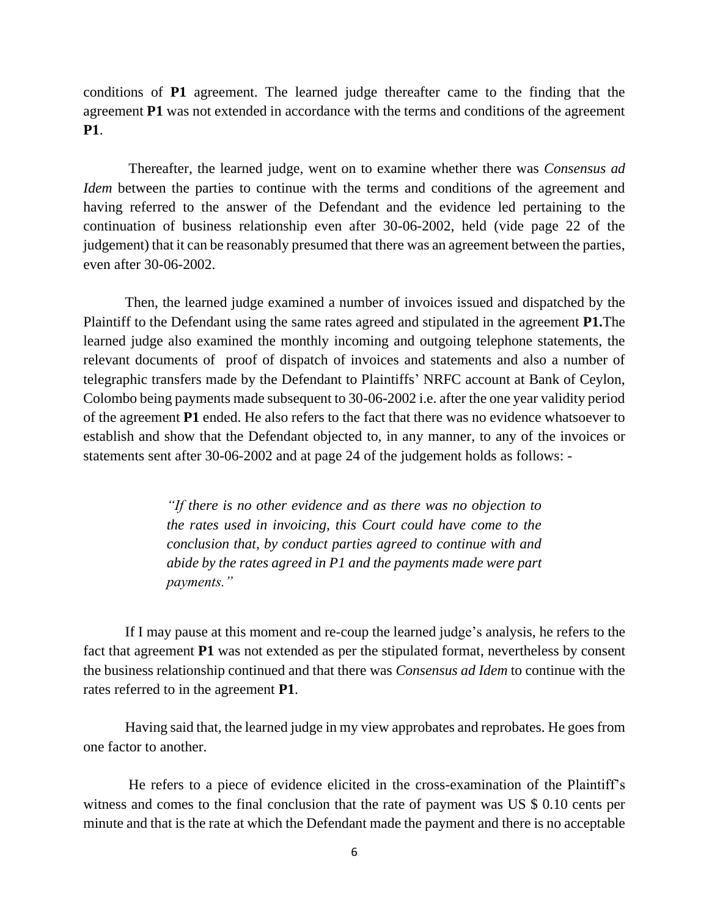conditions of **P1** agreement. The learned judge thereafter came to the finding that the agreement **P1** was not extended in accordance with the terms and conditions of the agreement **P1**.

Thereafter, the learned judge, went on to examine whether there was *Consensus ad Idem* between the parties to continue with the terms and conditions of the agreement and having referred to the answer of the Defendant and the evidence led pertaining to the continuation of business relationship even after 30-06-2002, held (vide page 22 of the judgement) that it can be reasonably presumed that there was an agreement between the parties, even after 30-06-2002.

Then, the learned judge examined a number of invoices issued and dispatched by the Plaintiff to the Defendant using the same rates agreed and stipulated in the agreement **P1.**The learned judge also examined the monthly incoming and outgoing telephone statements, the relevant documents of proof of dispatch of invoices and statements and also a number of telegraphic transfers made by the Defendant to Plaintiffs' NRFC account at Bank of Ceylon, Colombo being payments made subsequent to 30-06-2002 i.e. after the one year validity period of the agreement **P1** ended. He also refers to the fact that there was no evidence whatsoever to establish and show that the Defendant objected to, in any manner, to any of the invoices or statements sent after 30-06-2002 and at page 24 of the judgement holds as follows: -

> *"If there is no other evidence and as there was no objection to the rates used in invoicing, this Court could have come to the conclusion that, by conduct parties agreed to continue with and abide by the rates agreed in P1 and the payments made were part payments."*

If I may pause at this moment and re-coup the learned judge's analysis, he refers to the fact that agreement **P1** was not extended as per the stipulated format, nevertheless by consent the business relationship continued and that there was *Consensus ad Idem* to continue with the rates referred to in the agreement **P1**.

Having said that, the learned judge in my view approbates and reprobates. He goes from one factor to another.

He refers to a piece of evidence elicited in the cross-examination of the Plaintiff's witness and comes to the final conclusion that the rate of payment was US $ 0.10 cents per minute and that is the rate at which the Defendant made the payment and there is no acceptable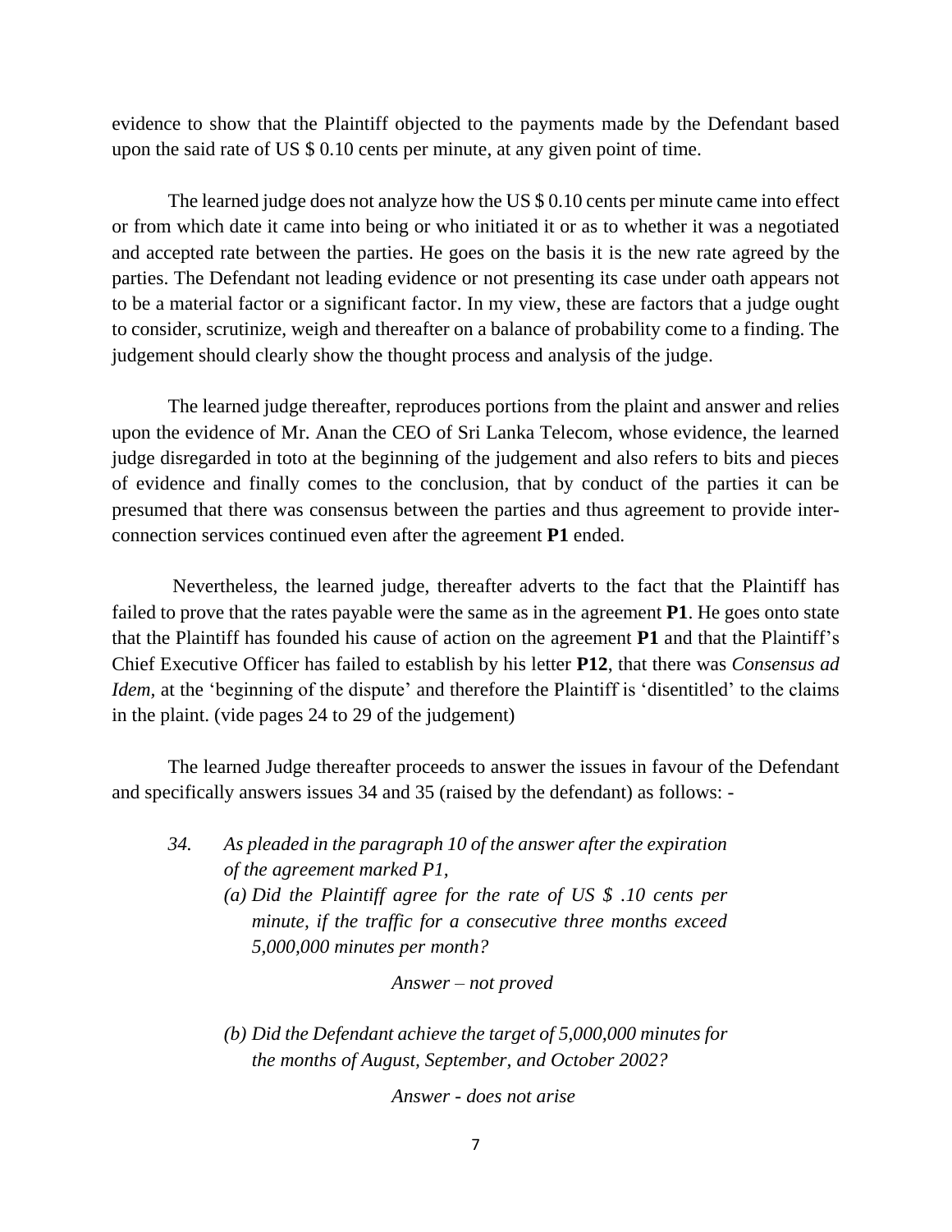evidence to show that the Plaintiff objected to the payments made by the Defendant based upon the said rate of US $ 0.10 cents per minute, at any given point of time.

The learned judge does not analyze how the US $ 0.10 cents per minute came into effect or from which date it came into being or who initiated it or as to whether it was a negotiated and accepted rate between the parties. He goes on the basis it is the new rate agreed by the parties. The Defendant not leading evidence or not presenting its case under oath appears not to be a material factor or a significant factor. In my view, these are factors that a judge ought to consider, scrutinize, weigh and thereafter on a balance of probability come to a finding. The judgement should clearly show the thought process and analysis of the judge.

The learned judge thereafter, reproduces portions from the plaint and answer and relies upon the evidence of Mr. Anan the CEO of Sri Lanka Telecom, whose evidence, the learned judge disregarded in toto at the beginning of the judgement and also refers to bits and pieces of evidence and finally comes to the conclusion, that by conduct of the parties it can be presumed that there was consensus between the parties and thus agreement to provide inter-connection services continued even after the agreement **P1** ended.

Nevertheless, the learned judge, thereafter adverts to the fact that the Plaintiff has failed to prove that the rates payable were the same as in the agreement **P1**. He goes onto state that the Plaintiff has founded his cause of action on the agreement **P1** and that the Plaintiff's Chief Executive Officer has failed to establish by his letter **P12**, that there was *Consensus ad Idem,* at the 'beginning of the dispute' and therefore the Plaintiff is 'disentitled' to the claims in the plaint. (vide pages 24 to 29 of the judgement)

The learned Judge thereafter proceeds to answer the issues in favour of the Defendant and specifically answers issues 34 and 35 (raised by the defendant) as follows: -

*34. As pleaded in the paragraph 10 of the answer after the expiration of the agreement marked P1,*

*(a) Did the Plaintiff agree for the rate of US $ .10 cents per minute, if the traffic for a consecutive three months exceed 5,000,000 minutes per month?*

*Answer – not proved*

*(b) Did the Defendant achieve the target of 5,000,000 minutes for the months of August, September, and October 2002?*

*Answer - does not arise*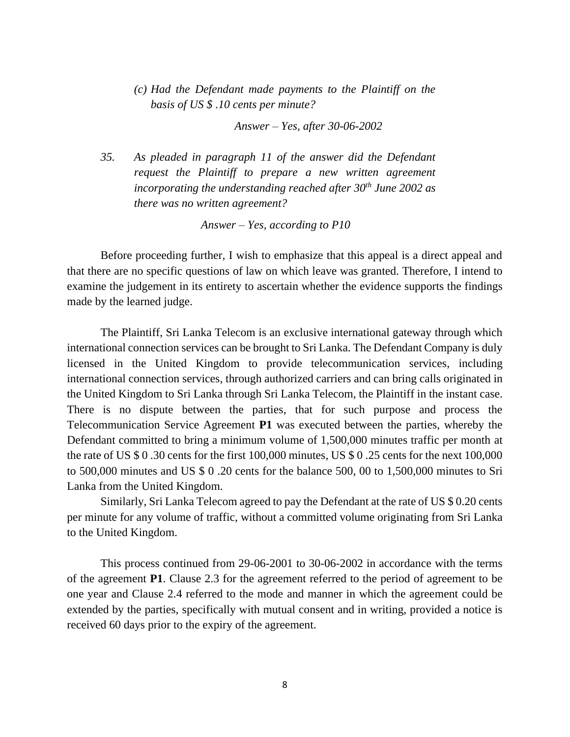*(c) Had the Defendant made payments to the Plaintiff on the basis of US $ .10 cents per minute?*

*Answer – Yes, after 30-06-2002*

*35. As pleaded in paragraph 11 of the answer did the Defendant request the Plaintiff to prepare a new written agreement incorporating the understanding reached after 30th June 2002 as there was no written agreement?*

*Answer – Yes, according to P10*

Before proceeding further, I wish to emphasize that this appeal is a direct appeal and that there are no specific questions of law on which leave was granted. Therefore, I intend to examine the judgement in its entirety to ascertain whether the evidence supports the findings made by the learned judge.

The Plaintiff, Sri Lanka Telecom is an exclusive international gateway through which international connection services can be brought to Sri Lanka. The Defendant Company is duly licensed in the United Kingdom to provide telecommunication services, including international connection services, through authorized carriers and can bring calls originated in the United Kingdom to Sri Lanka through Sri Lanka Telecom, the Plaintiff in the instant case. There is no dispute between the parties, that for such purpose and process the Telecommunication Service Agreement **P1** was executed between the parties, whereby the Defendant committed to bring a minimum volume of 1,500,000 minutes traffic per month at the rate of US $ 0 .30 cents for the first 100,000 minutes, US $ 0 .25 cents for the next 100,000 to 500,000 minutes and US $ 0 .20 cents for the balance 500, 00 to 1,500,000 minutes to Sri Lanka from the United Kingdom.

Similarly, Sri Lanka Telecom agreed to pay the Defendant at the rate of US $ 0.20 cents per minute for any volume of traffic, without a committed volume originating from Sri Lanka to the United Kingdom.

This process continued from 29-06-2001 to 30-06-2002 in accordance with the terms of the agreement **P1**. Clause 2.3 for the agreement referred to the period of agreement to be one year and Clause 2.4 referred to the mode and manner in which the agreement could be extended by the parties, specifically with mutual consent and in writing, provided a notice is received 60 days prior to the expiry of the agreement.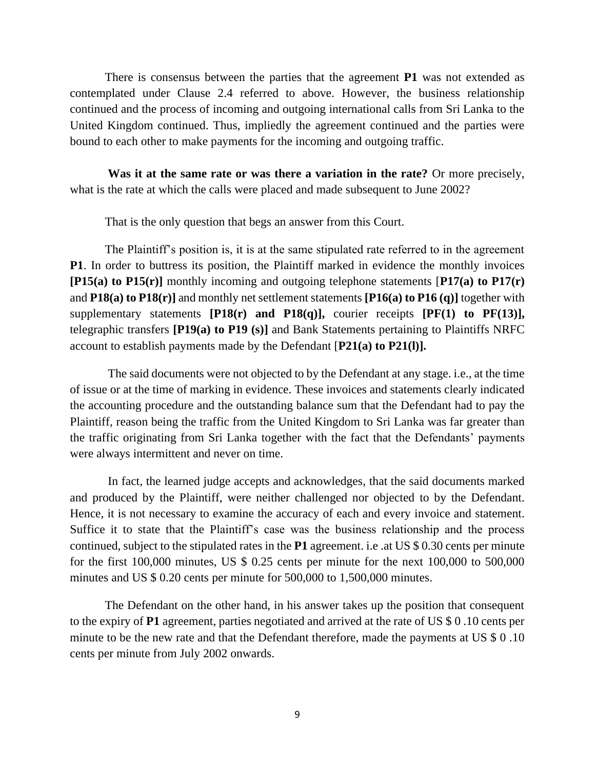There is consensus between the parties that the agreement **P1** was not extended as contemplated under Clause 2.4 referred to above. However, the business relationship continued and the process of incoming and outgoing international calls from Sri Lanka to the United Kingdom continued. Thus, impliedly the agreement continued and the parties were bound to each other to make payments for the incoming and outgoing traffic.

**Was it at the same rate or was there a variation in the rate?** Or more precisely, what is the rate at which the calls were placed and made subsequent to June 2002?

That is the only question that begs an answer from this Court.

The Plaintiff's position is, it is at the same stipulated rate referred to in the agreement **P1**. In order to buttress its position, the Plaintiff marked in evidence the monthly invoices **[P15(a) to P15(r)]** monthly incoming and outgoing telephone statements [**P17(a) to P17(r)** and **P18(a) to P18(r)]** and monthly net settlement statements **[P16(a) to P16 (q)]** together with supplementary statements **[P18(r) and P18(q)],** courier receipts **[PF(1) to PF(13)],** telegraphic transfers **[P19(a) to P19 (s)]** and Bank Statements pertaining to Plaintiffs NRFC account to establish payments made by the Defendant [**P21(a) to P21(l)].**

The said documents were not objected to by the Defendant at any stage. i.e., at the time of issue or at the time of marking in evidence. These invoices and statements clearly indicated the accounting procedure and the outstanding balance sum that the Defendant had to pay the Plaintiff, reason being the traffic from the United Kingdom to Sri Lanka was far greater than the traffic originating from Sri Lanka together with the fact that the Defendants' payments were always intermittent and never on time.

In fact, the learned judge accepts and acknowledges, that the said documents marked and produced by the Plaintiff, were neither challenged nor objected to by the Defendant. Hence, it is not necessary to examine the accuracy of each and every invoice and statement. Suffice it to state that the Plaintiff's case was the business relationship and the process continued, subject to the stipulated rates in the **P1** agreement. i.e .at US $ 0.30 cents per minute for the first 100,000 minutes, US $ 0.25 cents per minute for the next 100,000 to 500,000 minutes and US $ 0.20 cents per minute for 500,000 to 1,500,000 minutes.

The Defendant on the other hand, in his answer takes up the position that consequent to the expiry of **P1** agreement, parties negotiated and arrived at the rate of US $ 0 .10 cents per minute to be the new rate and that the Defendant therefore, made the payments at US $ 0 .10 cents per minute from July 2002 onwards.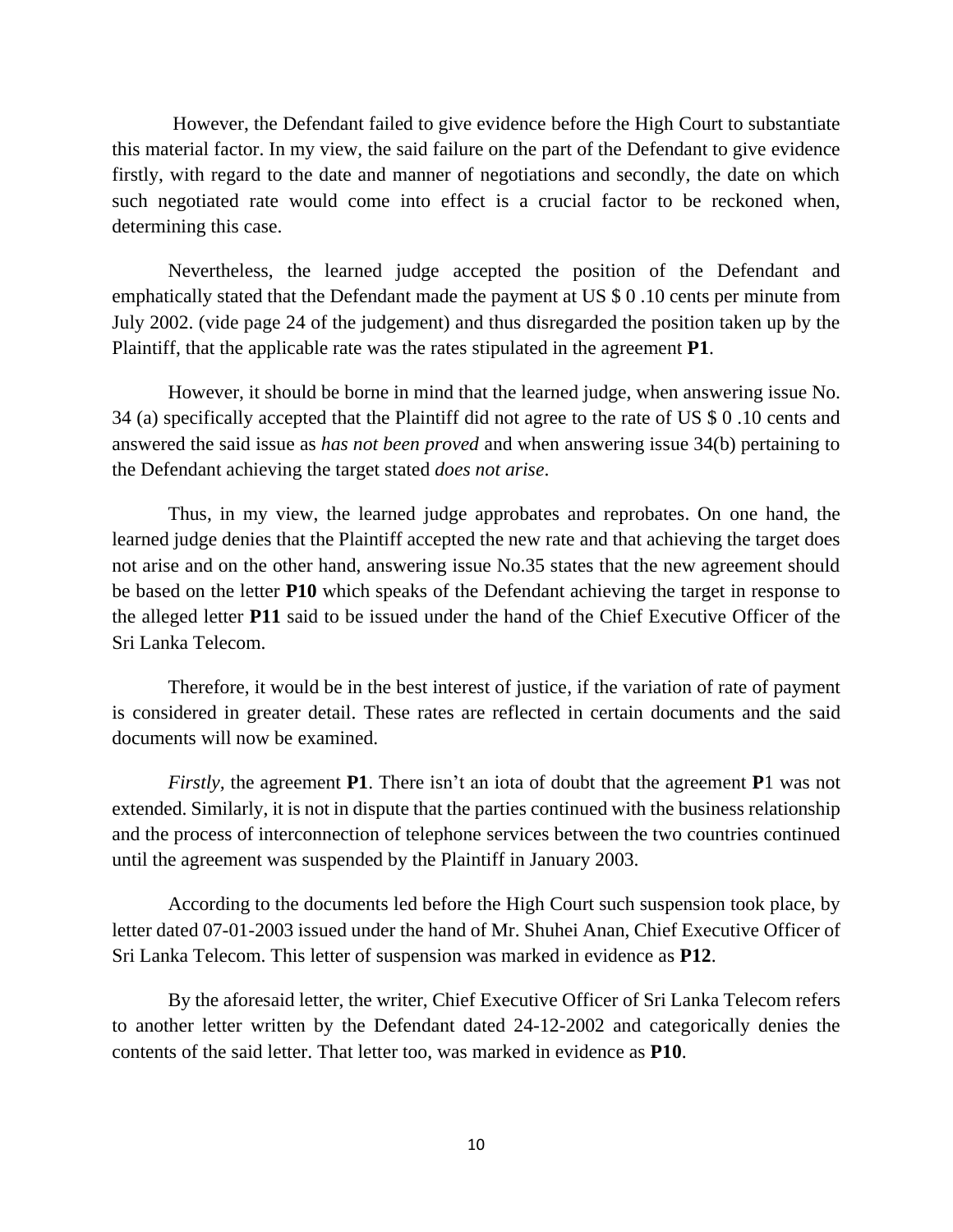However, the Defendant failed to give evidence before the High Court to substantiate this material factor. In my view, the said failure on the part of the Defendant to give evidence firstly, with regard to the date and manner of negotiations and secondly, the date on which such negotiated rate would come into effect is a crucial factor to be reckoned when, determining this case.

Nevertheless, the learned judge accepted the position of the Defendant and emphatically stated that the Defendant made the payment at US $ 0 .10 cents per minute from July 2002. (vide page 24 of the judgement) and thus disregarded the position taken up by the Plaintiff, that the applicable rate was the rates stipulated in the agreement **P1**.

However, it should be borne in mind that the learned judge, when answering issue No. 34 (a) specifically accepted that the Plaintiff did not agree to the rate of US $ 0 .10 cents and answered the said issue as *has not been proved* and when answering issue 34(b) pertaining to the Defendant achieving the target stated *does not arise*.

Thus, in my view, the learned judge approbates and reprobates. On one hand, the learned judge denies that the Plaintiff accepted the new rate and that achieving the target does not arise and on the other hand, answering issue No.35 states that the new agreement should be based on the letter **P10** which speaks of the Defendant achieving the target in response to the alleged letter **P11** said to be issued under the hand of the Chief Executive Officer of the Sri Lanka Telecom.

Therefore, it would be in the best interest of justice, if the variation of rate of payment is considered in greater detail. These rates are reflected in certain documents and the said documents will now be examined.

*Firstly,* the agreement **P1**. There isn't an iota of doubt that the agreement **P**1 was not extended. Similarly, it is not in dispute that the parties continued with the business relationship and the process of interconnection of telephone services between the two countries continued until the agreement was suspended by the Plaintiff in January 2003.

According to the documents led before the High Court such suspension took place, by letter dated 07-01-2003 issued under the hand of Mr. Shuhei Anan, Chief Executive Officer of Sri Lanka Telecom. This letter of suspension was marked in evidence as **P12**.

By the aforesaid letter, the writer, Chief Executive Officer of Sri Lanka Telecom refers to another letter written by the Defendant dated 24-12-2002 and categorically denies the contents of the said letter. That letter too, was marked in evidence as **P10**.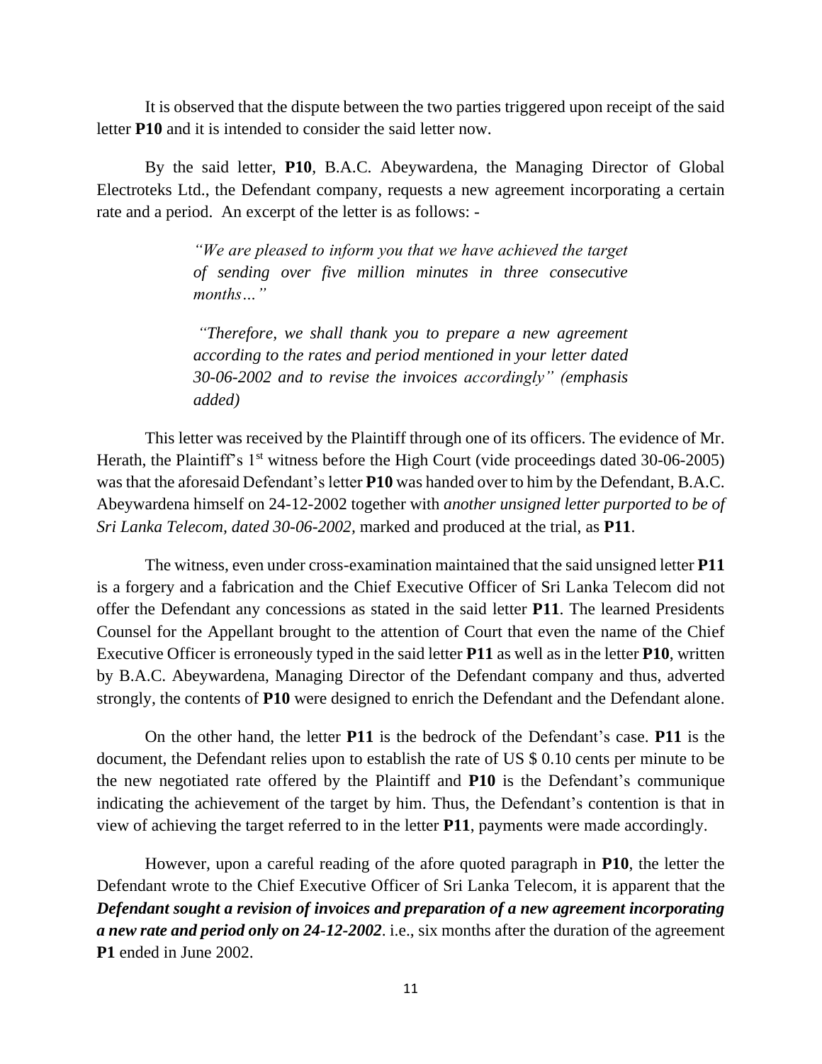It is observed that the dispute between the two parties triggered upon receipt of the said letter **P10** and it is intended to consider the said letter now.

By the said letter, **P10**, B.A.C. Abeywardena, the Managing Director of Global Electroteks Ltd., the Defendant company, requests a new agreement incorporating a certain rate and a period. An excerpt of the letter is as follows: -

> *"We are pleased to inform you that we have achieved the target of sending over five million minutes in three consecutive months…"*
>
> *"Therefore, we shall thank you to prepare a new agreement according to the rates and period mentioned in your letter dated 30-06-2002 and to revise the invoices accordingly" (emphasis added)*

This letter was received by the Plaintiff through one of its officers. The evidence of Mr. Herath, the Plaintiff's 1st witness before the High Court (vide proceedings dated 30-06-2005) was that the aforesaid Defendant's letter **P10** was handed over to him by the Defendant, B.A.C. Abeywardena himself on 24-12-2002 together with *another unsigned letter purported to be of Sri Lanka Telecom, dated 30-06-2002,* marked and produced at the trial, as **P11**.

The witness, even under cross-examination maintained that the said unsigned letter **P11** is a forgery and a fabrication and the Chief Executive Officer of Sri Lanka Telecom did not offer the Defendant any concessions as stated in the said letter **P11**. The learned Presidents Counsel for the Appellant brought to the attention of Court that even the name of the Chief Executive Officer is erroneously typed in the said letter **P11** as well as in the letter **P10**, written by B.A.C. Abeywardena, Managing Director of the Defendant company and thus, adverted strongly, the contents of **P10** were designed to enrich the Defendant and the Defendant alone.

On the other hand, the letter **P11** is the bedrock of the Defendant's case. **P11** is the document, the Defendant relies upon to establish the rate of US $ 0.10 cents per minute to be the new negotiated rate offered by the Plaintiff and **P10** is the Defendant's communique indicating the achievement of the target by him. Thus, the Defendant's contention is that in view of achieving the target referred to in the letter **P11**, payments were made accordingly.

However, upon a careful reading of the afore quoted paragraph in **P10**, the letter the Defendant wrote to the Chief Executive Officer of Sri Lanka Telecom, it is apparent that the ***Defendant sought a revision of invoices and preparation of a new agreement incorporating a new rate and period only on 24-12-2002***. i.e., six months after the duration of the agreement **P1** ended in June 2002.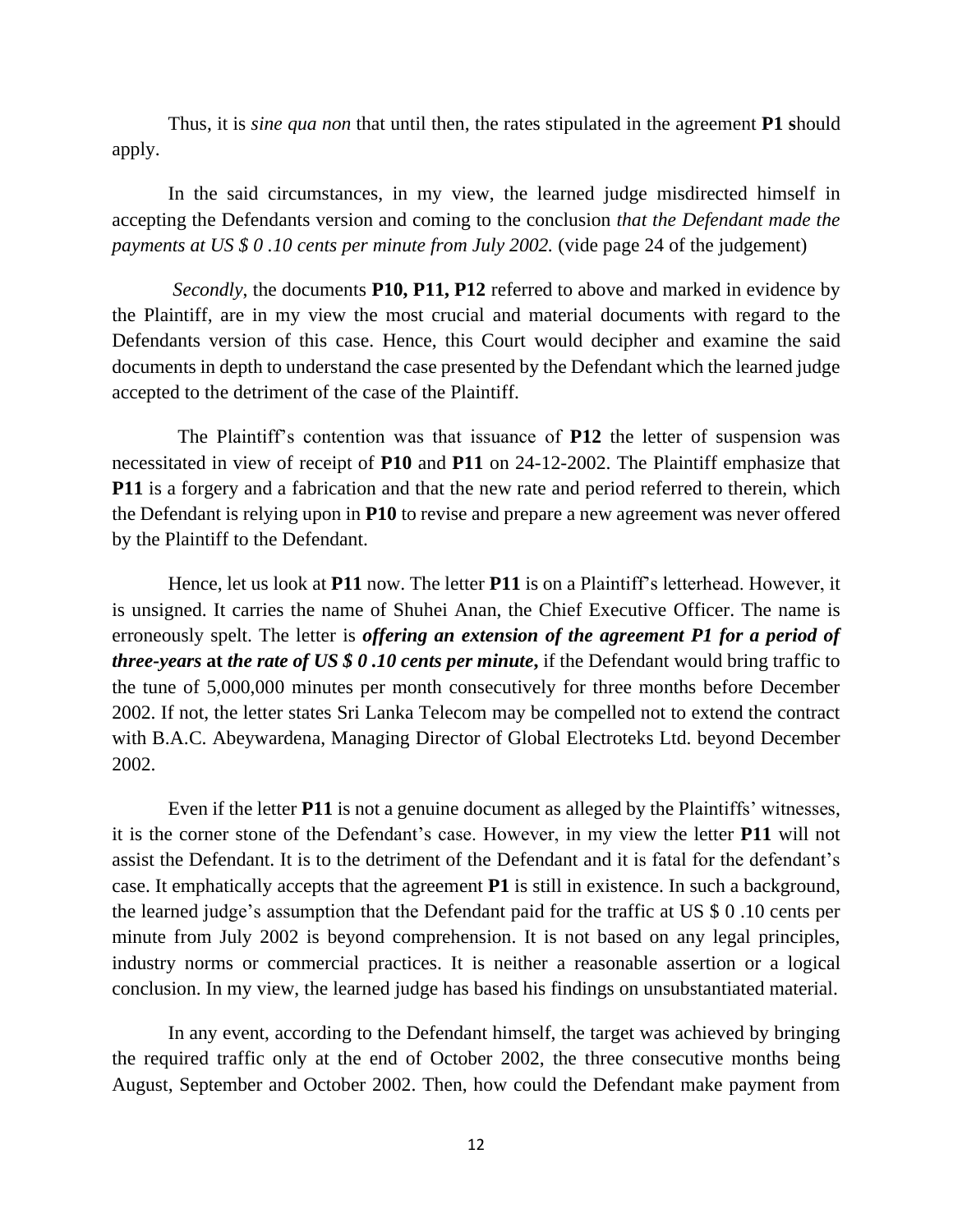Thus, it is *sine qua non* that until then, the rates stipulated in the agreement **P1 s**hould apply.

In the said circumstances, in my view, the learned judge misdirected himself in accepting the Defendants version and coming to the conclusion *that the Defendant made the payments at US $ 0 .10 cents per minute from July 2002.* (vide page 24 of the judgement)

*Secondly*, the documents **P10, P11, P12** referred to above and marked in evidence by the Plaintiff, are in my view the most crucial and material documents with regard to the Defendants version of this case. Hence, this Court would decipher and examine the said documents in depth to understand the case presented by the Defendant which the learned judge accepted to the detriment of the case of the Plaintiff.

The Plaintiff's contention was that issuance of **P12** the letter of suspension was necessitated in view of receipt of **P10** and **P11** on 24-12-2002. The Plaintiff emphasize that **P11** is a forgery and a fabrication and that the new rate and period referred to therein, which the Defendant is relying upon in **P10** to revise and prepare a new agreement was never offered by the Plaintiff to the Defendant.

Hence, let us look at **P11** now. The letter **P11** is on a Plaintiff's letterhead. However, it is unsigned. It carries the name of Shuhei Anan, the Chief Executive Officer. The name is erroneously spelt. The letter is ***offering an extension of the agreement P1 for a period of three-years* at *the rate of US $ 0 .10 cents per minute*,** if the Defendant would bring traffic to the tune of 5,000,000 minutes per month consecutively for three months before December 2002. If not, the letter states Sri Lanka Telecom may be compelled not to extend the contract with B.A.C. Abeywardena, Managing Director of Global Electroteks Ltd. beyond December 2002.

Even if the letter **P11** is not a genuine document as alleged by the Plaintiffs' witnesses, it is the corner stone of the Defendant's case. However, in my view the letter **P11** will not assist the Defendant. It is to the detriment of the Defendant and it is fatal for the defendant's case. It emphatically accepts that the agreement **P1** is still in existence. In such a background, the learned judge's assumption that the Defendant paid for the traffic at US $ 0 .10 cents per minute from July 2002 is beyond comprehension. It is not based on any legal principles, industry norms or commercial practices. It is neither a reasonable assertion or a logical conclusion. In my view, the learned judge has based his findings on unsubstantiated material.

In any event, according to the Defendant himself, the target was achieved by bringing the required traffic only at the end of October 2002, the three consecutive months being August, September and October 2002. Then, how could the Defendant make payment from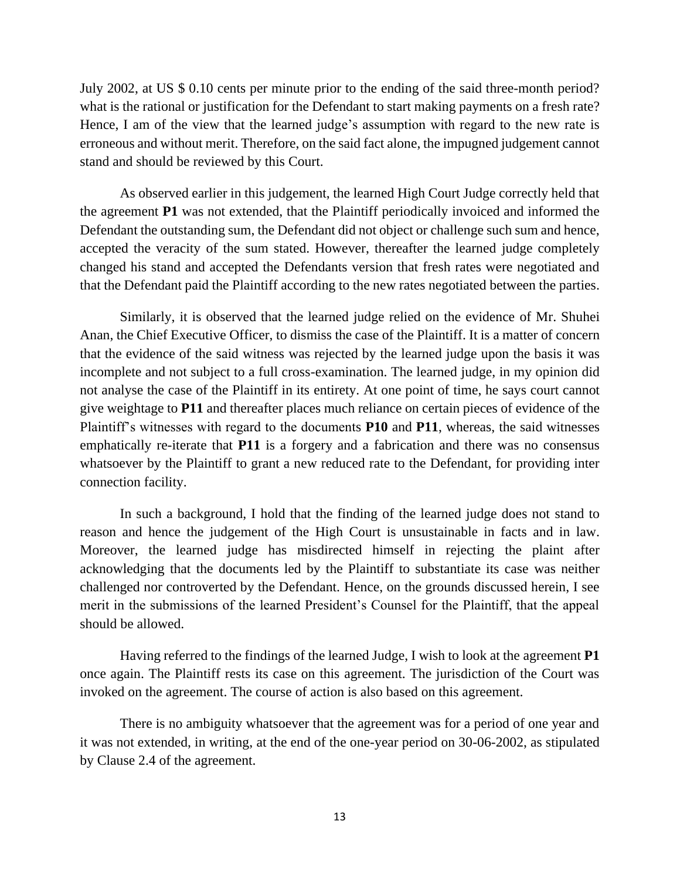July 2002, at US $ 0.10 cents per minute prior to the ending of the said three-month period? what is the rational or justification for the Defendant to start making payments on a fresh rate? Hence, I am of the view that the learned judge's assumption with regard to the new rate is erroneous and without merit. Therefore, on the said fact alone, the impugned judgement cannot stand and should be reviewed by this Court.

As observed earlier in this judgement, the learned High Court Judge correctly held that the agreement **P1** was not extended, that the Plaintiff periodically invoiced and informed the Defendant the outstanding sum, the Defendant did not object or challenge such sum and hence, accepted the veracity of the sum stated. However, thereafter the learned judge completely changed his stand and accepted the Defendants version that fresh rates were negotiated and that the Defendant paid the Plaintiff according to the new rates negotiated between the parties.

Similarly, it is observed that the learned judge relied on the evidence of Mr. Shuhei Anan, the Chief Executive Officer, to dismiss the case of the Plaintiff. It is a matter of concern that the evidence of the said witness was rejected by the learned judge upon the basis it was incomplete and not subject to a full cross-examination. The learned judge, in my opinion did not analyse the case of the Plaintiff in its entirety. At one point of time, he says court cannot give weightage to **P11** and thereafter places much reliance on certain pieces of evidence of the Plaintiff's witnesses with regard to the documents **P10** and **P11**, whereas, the said witnesses emphatically re-iterate that **P11** is a forgery and a fabrication and there was no consensus whatsoever by the Plaintiff to grant a new reduced rate to the Defendant, for providing inter connection facility.

In such a background, I hold that the finding of the learned judge does not stand to reason and hence the judgement of the High Court is unsustainable in facts and in law. Moreover, the learned judge has misdirected himself in rejecting the plaint after acknowledging that the documents led by the Plaintiff to substantiate its case was neither challenged nor controverted by the Defendant. Hence, on the grounds discussed herein, I see merit in the submissions of the learned President's Counsel for the Plaintiff, that the appeal should be allowed.

Having referred to the findings of the learned Judge, I wish to look at the agreement **P1** once again. The Plaintiff rests its case on this agreement. The jurisdiction of the Court was invoked on the agreement. The course of action is also based on this agreement.

There is no ambiguity whatsoever that the agreement was for a period of one year and it was not extended, in writing, at the end of the one-year period on 30-06-2002, as stipulated by Clause 2.4 of the agreement.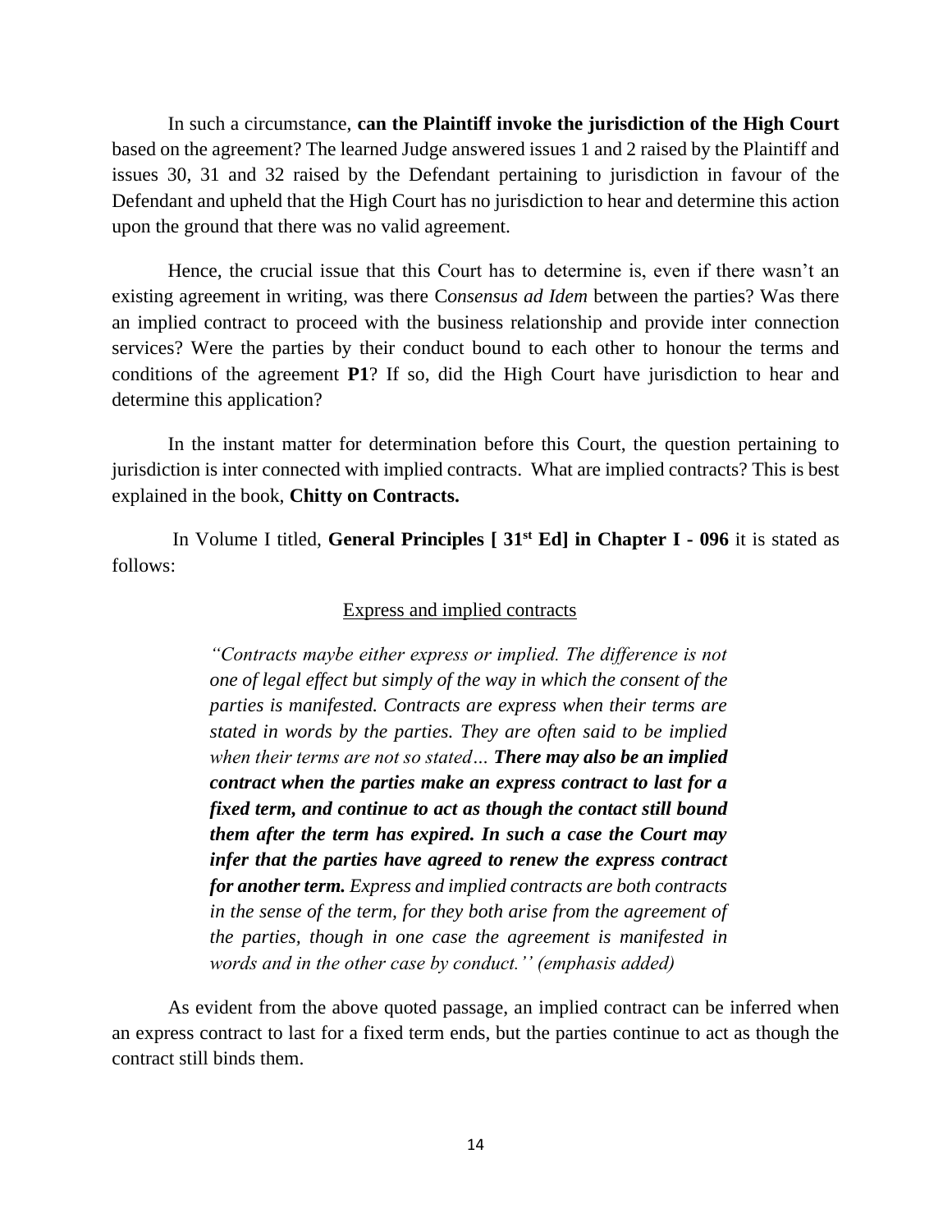In such a circumstance, **can the Plaintiff invoke the jurisdiction of the High Court** based on the agreement? The learned Judge answered issues 1 and 2 raised by the Plaintiff and issues 30, 31 and 32 raised by the Defendant pertaining to jurisdiction in favour of the Defendant and upheld that the High Court has no jurisdiction to hear and determine this action upon the ground that there was no valid agreement.

Hence, the crucial issue that this Court has to determine is, even if there wasn't an existing agreement in writing, was there C*onsensus ad Idem* between the parties? Was there an implied contract to proceed with the business relationship and provide inter connection services? Were the parties by their conduct bound to each other to honour the terms and conditions of the agreement **P1**? If so, did the High Court have jurisdiction to hear and determine this application?

In the instant matter for determination before this Court, the question pertaining to jurisdiction is inter connected with implied contracts. What are implied contracts? This is best explained in the book, **Chitty on Contracts.**

In Volume I titled, **General Principles [ 31st Ed] in Chapter I - 096** it is stated as follows:

<u>Express and implied contracts</u>

> *"Contracts maybe either express or implied. The difference is not one of legal effect but simply of the way in which the consent of the parties is manifested. Contracts are express when their terms are stated in words by the parties. They are often said to be implied when their terms are not so stated…* ***There may also be an implied contract when the parties make an express contract to last for a fixed term, and continue to act as though the contact still bound them after the term has expired. In such a case the Court may infer that the parties have agreed to renew the express contract for another term.*** *Express and implied contracts are both contracts in the sense of the term, for they both arise from the agreement of the parties, though in one case the agreement is manifested in words and in the other case by conduct.'' (emphasis added)*

As evident from the above quoted passage, an implied contract can be inferred when an express contract to last for a fixed term ends, but the parties continue to act as though the contract still binds them.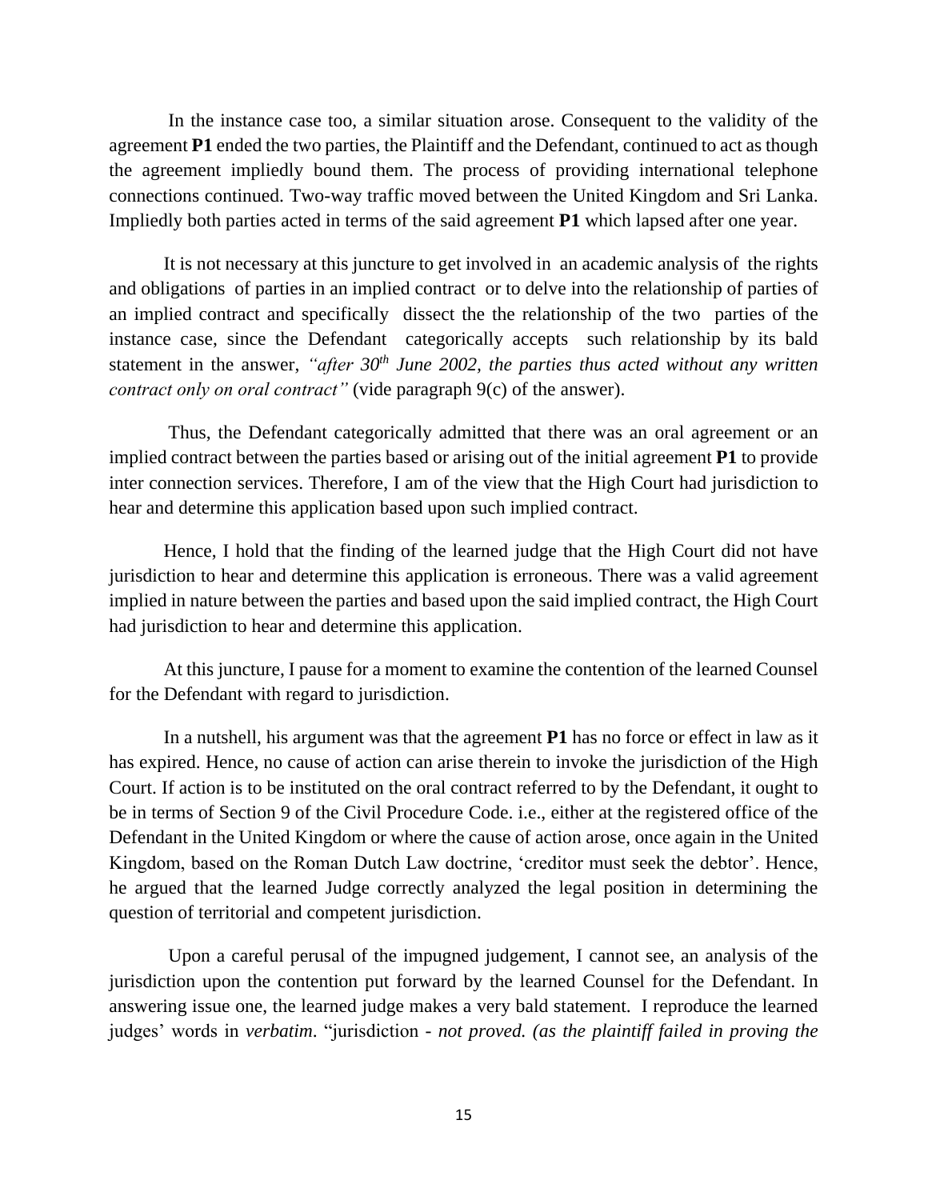In the instance case too, a similar situation arose. Consequent to the validity of the agreement **P1** ended the two parties, the Plaintiff and the Defendant, continued to act as though the agreement impliedly bound them. The process of providing international telephone connections continued. Two-way traffic moved between the United Kingdom and Sri Lanka. Impliedly both parties acted in terms of the said agreement **P1** which lapsed after one year.

It is not necessary at this juncture to get involved in an academic analysis of the rights and obligations of parties in an implied contract or to delve into the relationship of parties of an implied contract and specifically dissect the the relationship of the two parties of the instance case, since the Defendant categorically accepts such relationship by its bald statement in the answer, *"after 30th June 2002, the parties thus acted without any written contract only on oral contract"* (vide paragraph 9(c) of the answer).

Thus, the Defendant categorically admitted that there was an oral agreement or an implied contract between the parties based or arising out of the initial agreement **P1** to provide inter connection services. Therefore, I am of the view that the High Court had jurisdiction to hear and determine this application based upon such implied contract.

Hence, I hold that the finding of the learned judge that the High Court did not have jurisdiction to hear and determine this application is erroneous. There was a valid agreement implied in nature between the parties and based upon the said implied contract, the High Court had jurisdiction to hear and determine this application.

At this juncture, I pause for a moment to examine the contention of the learned Counsel for the Defendant with regard to jurisdiction.

In a nutshell, his argument was that the agreement **P1** has no force or effect in law as it has expired. Hence, no cause of action can arise therein to invoke the jurisdiction of the High Court. If action is to be instituted on the oral contract referred to by the Defendant, it ought to be in terms of Section 9 of the Civil Procedure Code. i.e., either at the registered office of the Defendant in the United Kingdom or where the cause of action arose, once again in the United Kingdom, based on the Roman Dutch Law doctrine, 'creditor must seek the debtor'. Hence, he argued that the learned Judge correctly analyzed the legal position in determining the question of territorial and competent jurisdiction.

Upon a careful perusal of the impugned judgement, I cannot see, an analysis of the jurisdiction upon the contention put forward by the learned Counsel for the Defendant. In answering issue one, the learned judge makes a very bald statement. I reproduce the learned judges' words in *verbatim*. "jurisdiction - *not proved. (as the plaintiff failed in proving the*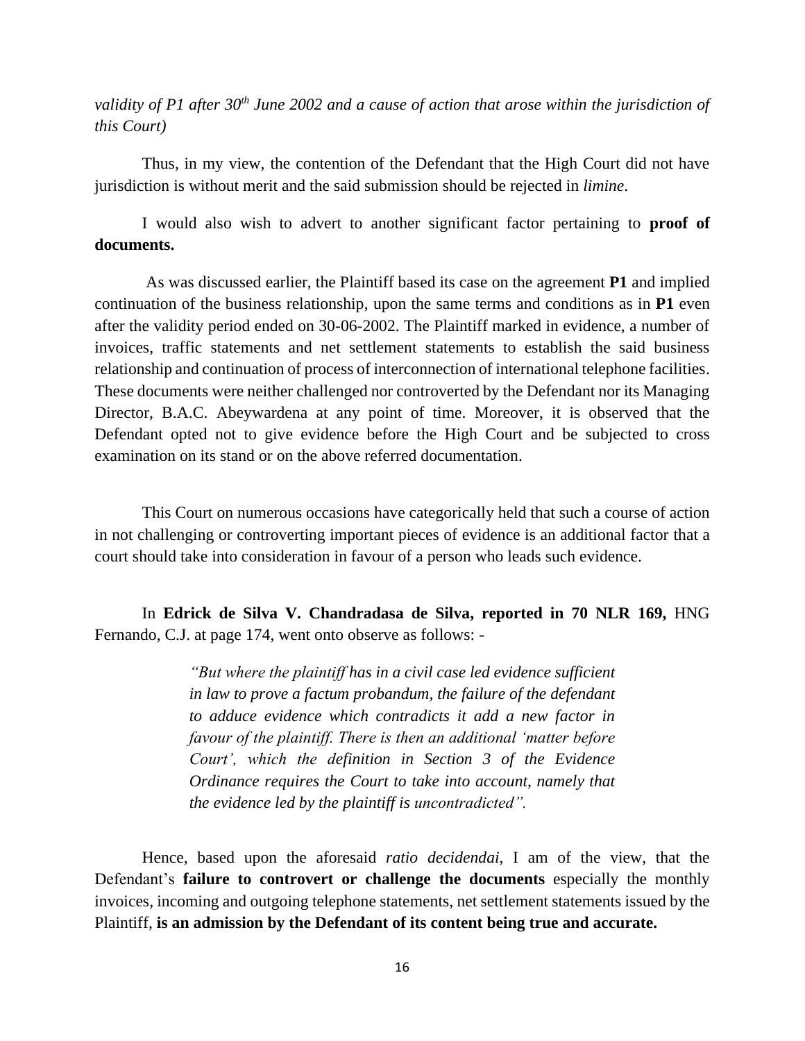*validity of P1 after 30th June 2002 and a cause of action that arose within the jurisdiction of this Court)*

Thus, in my view, the contention of the Defendant that the High Court did not have jurisdiction is without merit and the said submission should be rejected in *limine*.

I would also wish to advert to another significant factor pertaining to **proof of documents.**

As was discussed earlier, the Plaintiff based its case on the agreement **P1** and implied continuation of the business relationship, upon the same terms and conditions as in **P1** even after the validity period ended on 30-06-2002. The Plaintiff marked in evidence, a number of invoices, traffic statements and net settlement statements to establish the said business relationship and continuation of process of interconnection of international telephone facilities. These documents were neither challenged nor controverted by the Defendant nor its Managing Director, B.A.C. Abeywardena at any point of time. Moreover, it is observed that the Defendant opted not to give evidence before the High Court and be subjected to cross examination on its stand or on the above referred documentation.

This Court on numerous occasions have categorically held that such a course of action in not challenging or controverting important pieces of evidence is an additional factor that a court should take into consideration in favour of a person who leads such evidence.

In **Edrick de Silva V. Chandradasa de Silva, reported in 70 NLR 169,** HNG Fernando, C.J. at page 174, went onto observe as follows: -

> *"But where the plaintiff has in a civil case led evidence sufficient in law to prove a factum probandum, the failure of the defendant to adduce evidence which contradicts it add a new factor in favour of the plaintiff. There is then an additional 'matter before Court', which the definition in Section 3 of the Evidence Ordinance requires the Court to take into account, namely that the evidence led by the plaintiff is uncontradicted".*

Hence, based upon the aforesaid *ratio decidendai*, I am of the view, that the Defendant's **failure to controvert or challenge the documents** especially the monthly invoices, incoming and outgoing telephone statements, net settlement statements issued by the Plaintiff, **is an admission by the Defendant of its content being true and accurate.**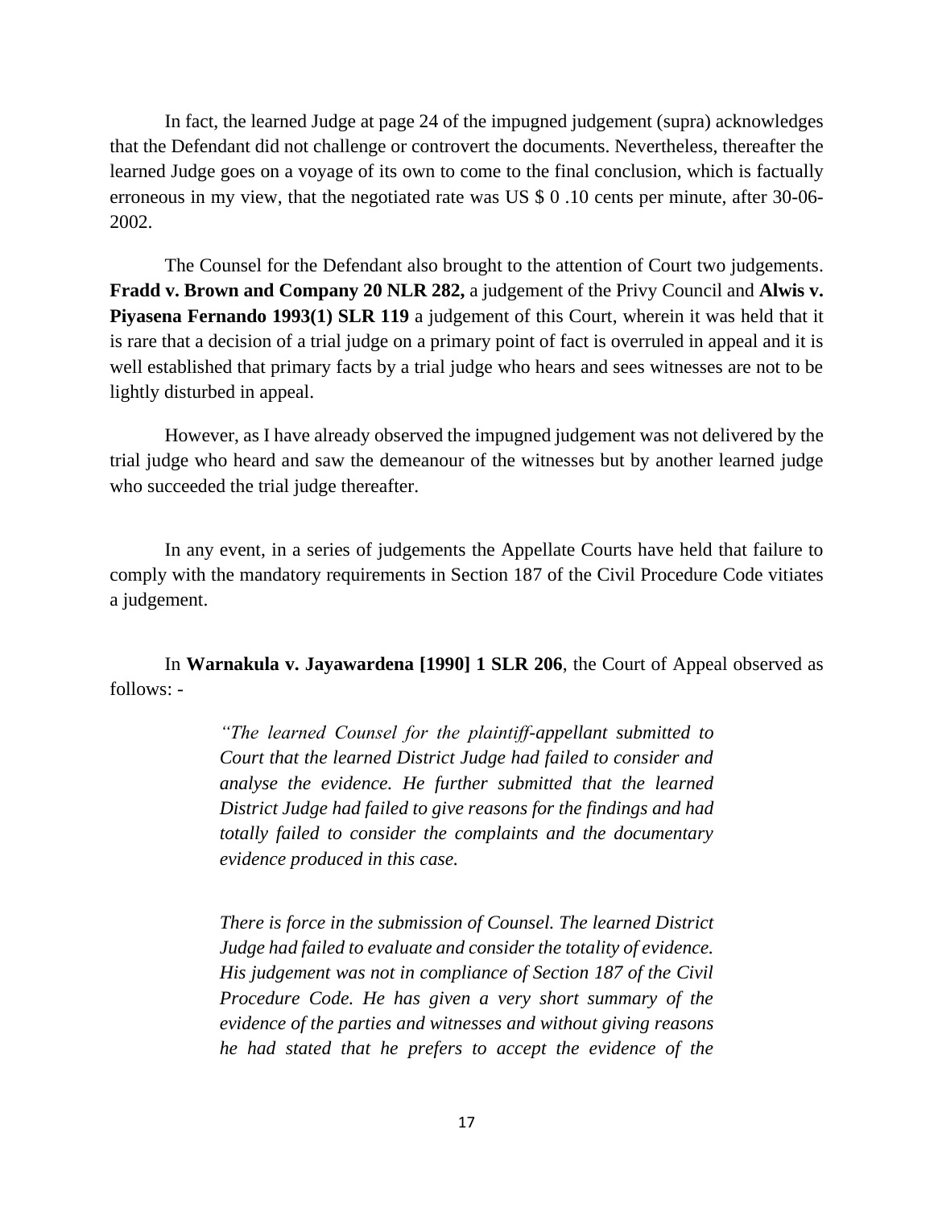In fact, the learned Judge at page 24 of the impugned judgement (supra) acknowledges that the Defendant did not challenge or controvert the documents. Nevertheless, thereafter the learned Judge goes on a voyage of its own to come to the final conclusion, which is factually erroneous in my view, that the negotiated rate was US $ 0 .10 cents per minute, after 30-06-2002.

The Counsel for the Defendant also brought to the attention of Court two judgements. **Fradd v. Brown and Company 20 NLR 282,** a judgement of the Privy Council and **Alwis v. Piyasena Fernando 1993(1) SLR 119** a judgement of this Court, wherein it was held that it is rare that a decision of a trial judge on a primary point of fact is overruled in appeal and it is well established that primary facts by a trial judge who hears and sees witnesses are not to be lightly disturbed in appeal.

However, as I have already observed the impugned judgement was not delivered by the trial judge who heard and saw the demeanour of the witnesses but by another learned judge who succeeded the trial judge thereafter.

In any event, in a series of judgements the Appellate Courts have held that failure to comply with the mandatory requirements in Section 187 of the Civil Procedure Code vitiates a judgement.

In **Warnakula v. Jayawardena [1990] 1 SLR 206**, the Court of Appeal observed as follows: -

> *"The learned Counsel for the plaintiff-appellant submitted to Court that the learned District Judge had failed to consider and analyse the evidence. He further submitted that the learned District Judge had failed to give reasons for the findings and had totally failed to consider the complaints and the documentary evidence produced in this case.*
>
> *There is force in the submission of Counsel. The learned District Judge had failed to evaluate and consider the totality of evidence. His judgement was not in compliance of Section 187 of the Civil Procedure Code. He has given a very short summary of the evidence of the parties and witnesses and without giving reasons he had stated that he prefers to accept the evidence of the*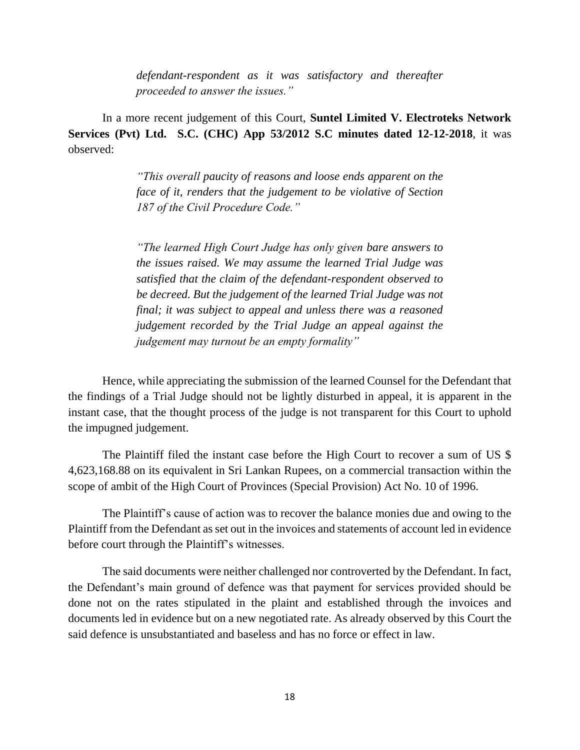*defendant-respondent as it was satisfactory and thereafter proceeded to answer the issues."*

In a more recent judgement of this Court, **Suntel Limited V. Electroteks Network Services (Pvt) Ltd. S.C. (CHC) App 53/2012 S.C minutes dated 12-12-2018**, it was observed:

> *"This overall paucity of reasons and loose ends apparent on the face of it, renders that the judgement to be violative of Section 187 of the Civil Procedure Code."*
>
> *"The learned High Court Judge has only given bare answers to the issues raised. We may assume the learned Trial Judge was satisfied that the claim of the defendant-respondent observed to be decreed. But the judgement of the learned Trial Judge was not final; it was subject to appeal and unless there was a reasoned judgement recorded by the Trial Judge an appeal against the judgement may turnout be an empty formality"*

Hence, while appreciating the submission of the learned Counsel for the Defendant that the findings of a Trial Judge should not be lightly disturbed in appeal, it is apparent in the instant case, that the thought process of the judge is not transparent for this Court to uphold the impugned judgement.

The Plaintiff filed the instant case before the High Court to recover a sum of US $ 4,623,168.88 on its equivalent in Sri Lankan Rupees, on a commercial transaction within the scope of ambit of the High Court of Provinces (Special Provision) Act No. 10 of 1996.

The Plaintiff's cause of action was to recover the balance monies due and owing to the Plaintiff from the Defendant as set out in the invoices and statements of account led in evidence before court through the Plaintiff's witnesses.

The said documents were neither challenged nor controverted by the Defendant. In fact, the Defendant's main ground of defence was that payment for services provided should be done not on the rates stipulated in the plaint and established through the invoices and documents led in evidence but on a new negotiated rate. As already observed by this Court the said defence is unsubstantiated and baseless and has no force or effect in law.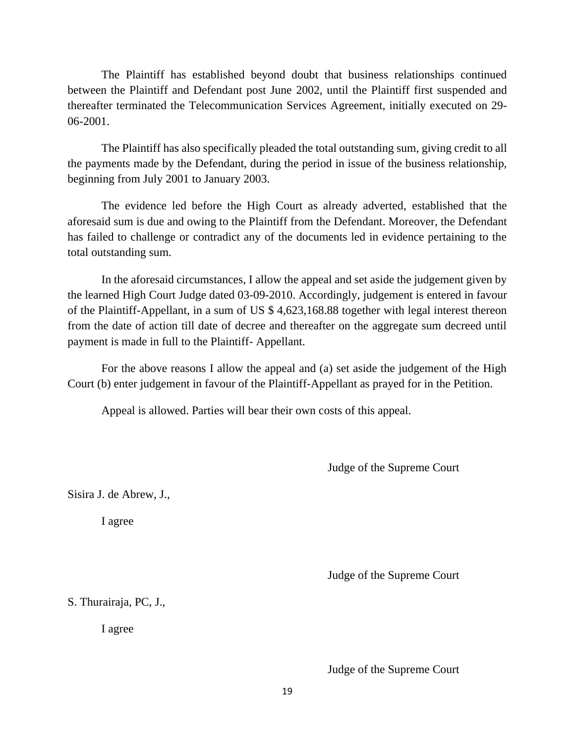The Plaintiff has established beyond doubt that business relationships continued between the Plaintiff and Defendant post June 2002, until the Plaintiff first suspended and thereafter terminated the Telecommunication Services Agreement, initially executed on 29-06-2001.

The Plaintiff has also specifically pleaded the total outstanding sum, giving credit to all the payments made by the Defendant, during the period in issue of the business relationship, beginning from July 2001 to January 2003.

The evidence led before the High Court as already adverted, established that the aforesaid sum is due and owing to the Plaintiff from the Defendant. Moreover, the Defendant has failed to challenge or contradict any of the documents led in evidence pertaining to the total outstanding sum.

In the aforesaid circumstances, I allow the appeal and set aside the judgement given by the learned High Court Judge dated 03-09-2010. Accordingly, judgement is entered in favour of the Plaintiff-Appellant, in a sum of US $ 4,623,168.88 together with legal interest thereon from the date of action till date of decree and thereafter on the aggregate sum decreed until payment is made in full to the Plaintiff- Appellant.

For the above reasons I allow the appeal and (a) set aside the judgement of the High Court (b) enter judgement in favour of the Plaintiff-Appellant as prayed for in the Petition.

Appeal is allowed. Parties will bear their own costs of this appeal.

Judge of the Supreme Court

Sisira J. de Abrew, J.,

I agree

Judge of the Supreme Court

S. Thurairaja, PC, J.,

I agree

Judge of the Supreme Court